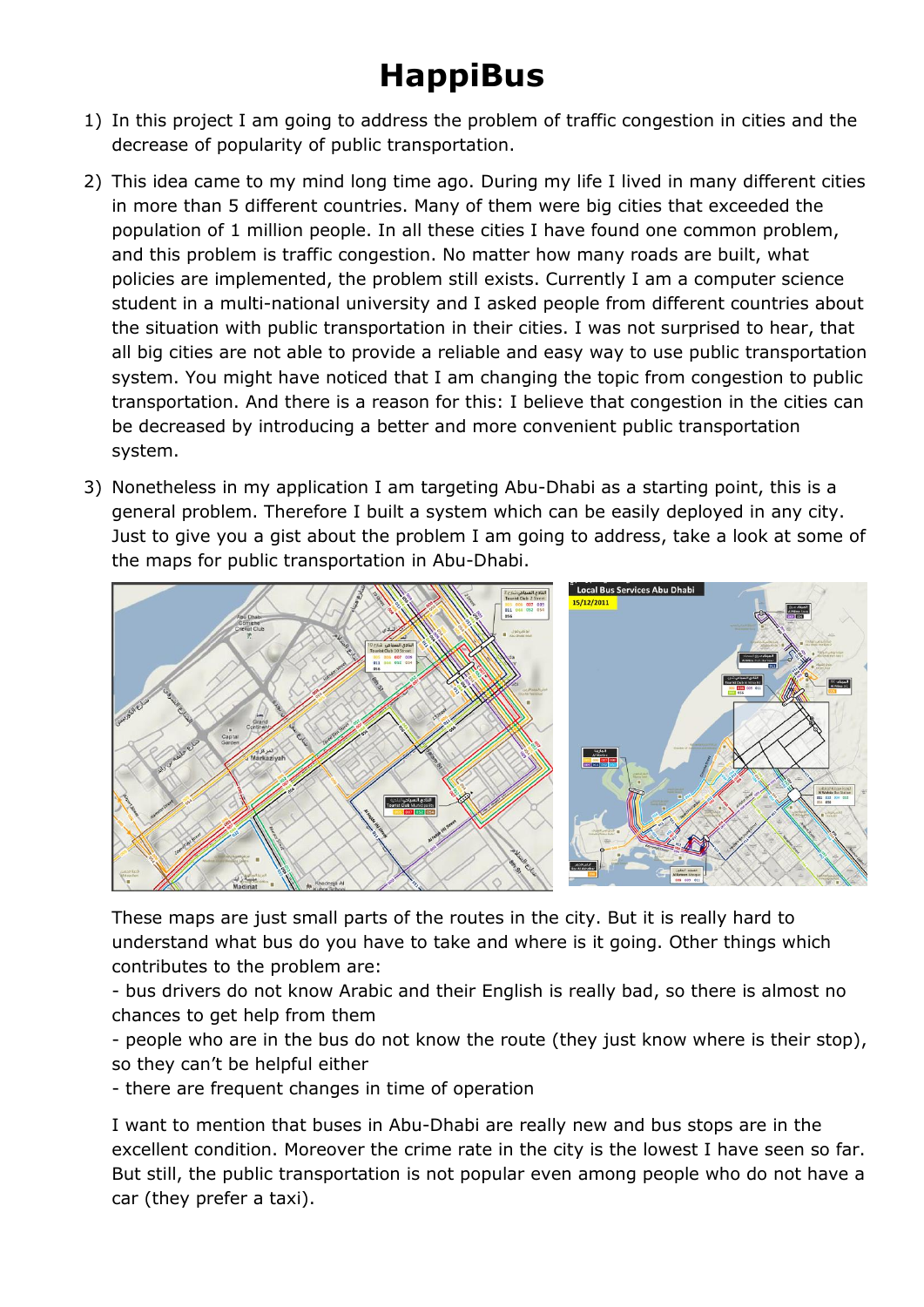# HappiBus

1) In this project I am going to address the problem of traffic congestion in cities and the decrease of popularity of public transportation.

2) This idea came to my mind long time ago. During my life I lived in many different cities in more than 5 different countries. Many of them were big cities that exceeded the population of 1 million people. In all these cities I have found one common problem, and this problem is traffic congestion. No matter how many roads are built, what policies are implemented, the problem still exists. Currently I am a computer science student in a multi-national university and I asked people from different countries about the situation with public transportation in their cities. I was not surprised to hear, that all big cities are not able to provide a reliable and easy way to use public transportation system. You might have noticed that I am changing the topic from congestion to public transportation. And there is a reason for this: I believe that congestion in the cities can be decreased by introducing a better and more convenient public transportation system.

3) Nonetheless in my application I am targeting Abu-Dhabi as a starting point, this is a general problem. Therefore I built a system which can be easily deployed in any city. Just to give you a gist about the problem I am going to address, take a look at some of the maps for public transportation in Abu-Dhabi.

These maps are just small parts of the routes in the city. But it is really hard to understand what bus do you have to take and where is it going. Other things which contributes to the problem are:

- bus drivers do not know Arabic and their English is really bad, so there is almost no chances to get help from them
- people who are in the bus do not know the route (they just know where is their stop), so they can't be helpful either
- there are frequent changes in time of operation

I want to mention that buses in Abu-Dhabi are really new and bus stops are in the excellent condition. Moreover the crime rate in the city is the lowest I have seen so far. But still, the public transportation is not popular even among people who do not have a car (they prefer a taxi).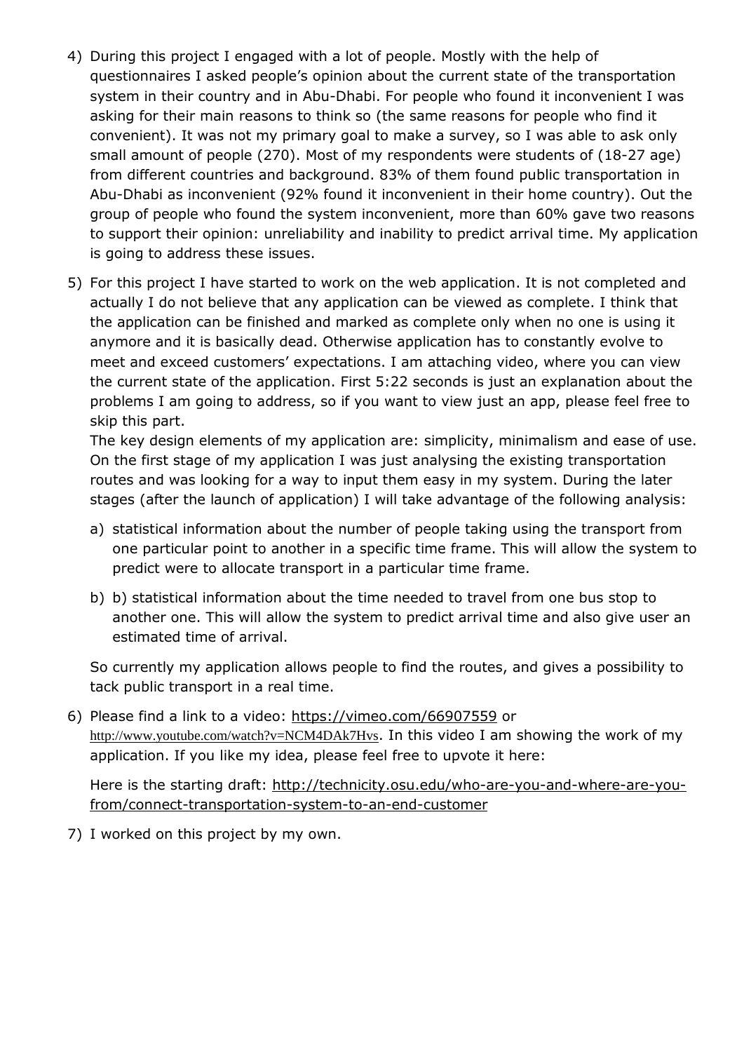4) During this project I engaged with a lot of people. Mostly with the help of questionnaires I asked people's opinion about the current state of the transportation system in their country and in Abu-Dhabi. For people who found it inconvenient I was asking for their main reasons to think so (the same reasons for people who find it convenient). It was not my primary goal to make a survey, so I was able to ask only small amount of people (270). Most of my respondents were students of (18-27 age) from different countries and background. 83% of them found public transportation in Abu-Dhabi as inconvenient (92% found it inconvenient in their home country). Out the group of people who found the system inconvenient, more than 60% gave two reasons to support their opinion: unreliability and inability to predict arrival time. My application is going to address these issues.

5) For this project I have started to work on the web application. It is not completed and actually I do not believe that any application can be viewed as complete. I think that the application can be finished and marked as complete only when no one is using it anymore and it is basically dead. Otherwise application has to constantly evolve to meet and exceed customers' expectations. I am attaching video, where you can view the current state of the application. First 5:22 seconds is just an explanation about the problems I am going to address, so if you want to view just an app, please feel free to skip this part.

   The key design elements of my application are: simplicity, minimalism and ease of use. On the first stage of my application I was just analysing the existing transportation routes and was looking for a way to input them easy in my system. During the later stages (after the launch of application) I will take advantage of the following analysis:

   a) statistical information about the number of people taking using the transport from one particular point to another in a specific time frame. This will allow the system to predict were to allocate transport in a particular time frame.

   b) b) statistical information about the time needed to travel from one bus stop to another one. This will allow the system to predict arrival time and also give user an estimated time of arrival.

   So currently my application allows people to find the routes, and gives a possibility to tack public transport in a real time.

6) Please find a link to a video: https://vimeo.com/66907559 or http://www.youtube.com/watch?v=NCM4DAk7Hvs. In this video I am showing the work of my application. If you like my idea, please feel free to upvote it here:

   Here is the starting draft: http://technicity.osu.edu/who-are-you-and-where-are-you-from/connect-transportation-system-to-an-end-customer

7) I worked on this project by my own.